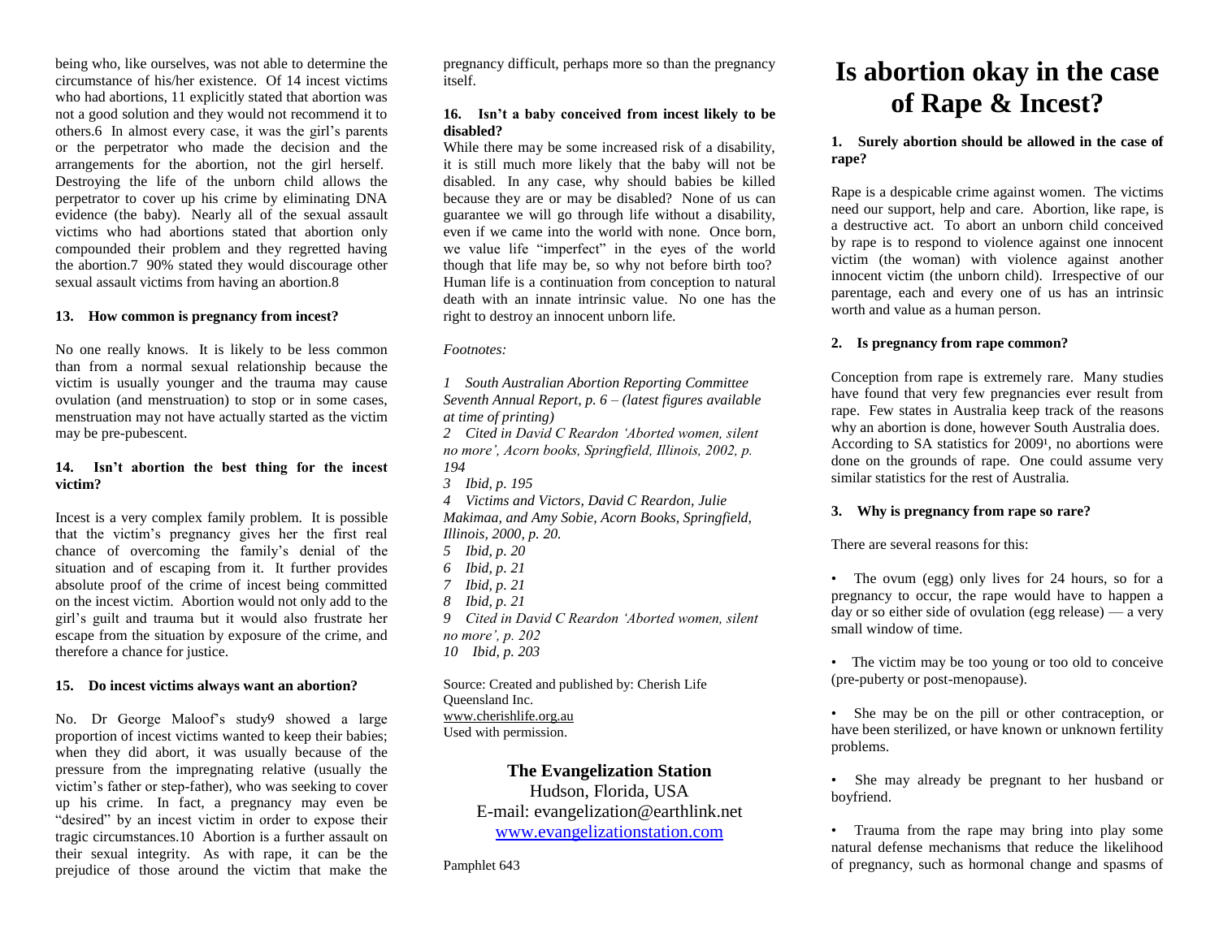being who, like ourselves, was not able to determine the circumstance of his/her existence. Of 14 incest victims who had abortions, 11 explicitly stated that abortion was not a good solution and they would not recommend it to others.6 In almost every case, it was the girl's parents or the perpetrator who made the decision and the arrangements for the abortion, not the girl herself. Destroying the life of the unborn child allows the perpetrator to cover up his crime by eliminating DNA evidence (the baby). Nearly all of the sexual assault victims who had abortions stated that abortion only compounded their problem and they regretted having the abortion.7 90% stated they would discourage other sexual assault victims from having an abortion.8

**13. How common is pregnancy from incest?**

No one really knows. It is likely to be less common than from a normal sexual relationship because the victim is usually younger and the trauma may cause ovulation (and menstruation) to stop or in some cases, menstruation may not have actually started as the victim may be pre-pubescent.

**14. Isn't abortion the best thing for the incest victim?**

Incest is a very complex family problem. It is possible that the victim's pregnancy gives her the first real chance of overcoming the family's denial of the situation and of escaping from it. It further provides absolute proof of the crime of incest being committed on the incest victim. Abortion would not only add to the girl's guilt and trauma but it would also frustrate her escape from the situation by exposure of the crime, and therefore a chance for justice.

**15. Do incest victims always want an abortion?**

No. Dr George Maloof's study9 showed a large proportion of incest victims wanted to keep their babies; when they did abort, it was usually because of the pressure from the impregnating relative (usually the victim's father or step-father), who was seeking to cover up his crime. In fact, a pregnancy may even be "desired" by an incest victim in order to expose their tragic circumstances.10 Abortion is a further assault on their sexual integrity. As with rape, it can be the prejudice of those around the victim that make the pregnancy difficult, perhaps more so than the pregnancy itself.

**16. Isn't a baby conceived from incest likely to be disabled?**

While there may be some increased risk of a disability, it is still much more likely that the baby will not be disabled. In any case, why should babies be killed because they are or may be disabled? None of us can guarantee we will go through life without a disability, even if we came into the world with none. Once born, we value life "imperfect" in the eyes of the world though that life may be, so why not before birth too? Human life is a continuation from conception to natural death with an innate intrinsic value. No one has the right to destroy an innocent unborn life.

*Footnotes:*

*1 South Australian Abortion Reporting Committee Seventh Annual Report, p. 6 – (latest figures available at time of printing)*
*2 Cited in David C Reardon 'Aborted women, silent no more', Acorn books, Springfield, Illinois, 2002, p. 194*
*3 Ibid, p. 195*
*4 Victims and Victors, David C Reardon, Julie Makimaa, and Amy Sobie, Acorn Books, Springfield, Illinois, 2000, p. 20.*
*5 Ibid, p. 20*
*6 Ibid, p. 21*
*7 Ibid, p. 21*
*8 Ibid, p. 21*
*9 Cited in David C Reardon 'Aborted women, silent no more', p. 202*
*10 Ibid, p. 203*

Source: Created and published by: Cherish Life Queensland Inc.
www.cherishlife.org.au
Used with permission.

**The Evangelization Station**
Hudson, Florida, USA
E-mail: evangelization@earthlink.net
www.evangelizationstation.com

Pamphlet 643

# Is abortion okay in the case of Rape & Incest?

**1. Surely abortion should be allowed in the case of rape?**

Rape is a despicable crime against women. The victims need our support, help and care. Abortion, like rape, is a destructive act. To abort an unborn child conceived by rape is to respond to violence against one innocent victim (the woman) with violence against another innocent victim (the unborn child). Irrespective of our parentage, each and every one of us has an intrinsic worth and value as a human person.

**2. Is pregnancy from rape common?**

Conception from rape is extremely rare. Many studies have found that very few pregnancies ever result from rape. Few states in Australia keep track of the reasons why an abortion is done, however South Australia does. According to SA statistics for 2009[1], no abortions were done on the grounds of rape. One could assume very similar statistics for the rest of Australia.

**3. Why is pregnancy from rape so rare?**

There are several reasons for this:

- The ovum (egg) only lives for 24 hours, so for a pregnancy to occur, the rape would have to happen a day or so either side of ovulation (egg release) — a very small window of time.
- The victim may be too young or too old to conceive (pre-puberty or post-menopause).
- She may be on the pill or other contraception, or have been sterilized, or have known or unknown fertility problems.
- She may already be pregnant to her husband or boyfriend.
- Trauma from the rape may bring into play some natural defense mechanisms that reduce the likelihood of pregnancy, such as hormonal change and spasms of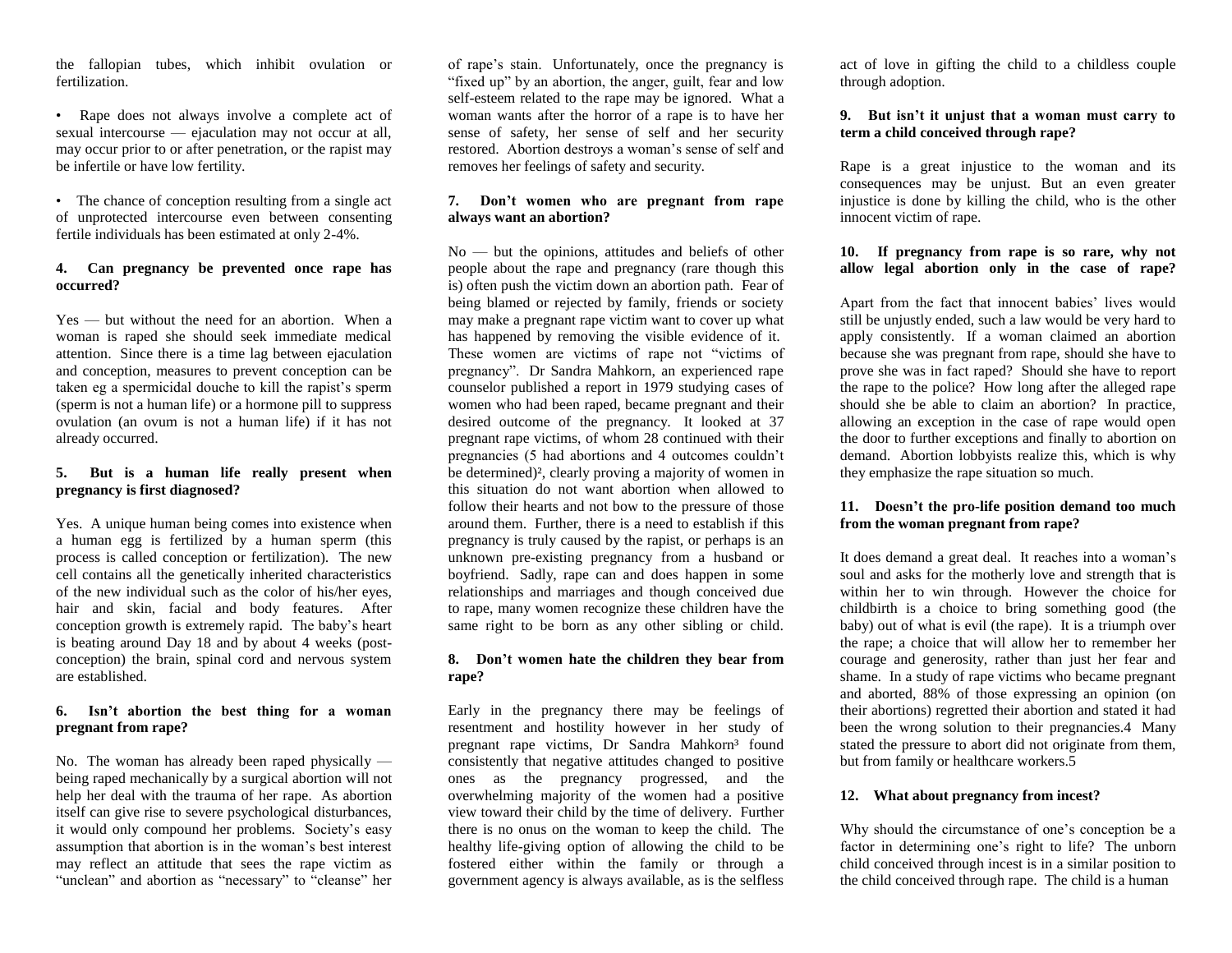the fallopian tubes, which inhibit ovulation or fertilization.

- Rape does not always involve a complete act of sexual intercourse — ejaculation may not occur at all, may occur prior to or after penetration, or the rapist may be infertile or have low fertility.

- The chance of conception resulting from a single act of unprotected intercourse even between consenting fertile individuals has been estimated at only 2-4%.

**4. Can pregnancy be prevented once rape has occurred?**

Yes — but without the need for an abortion. When a woman is raped she should seek immediate medical attention. Since there is a time lag between ejaculation and conception, measures to prevent conception can be taken eg a spermicidal douche to kill the rapist's sperm (sperm is not a human life) or a hormone pill to suppress ovulation (an ovum is not a human life) if it has not already occurred.

**5. But is a human life really present when pregnancy is first diagnosed?**

Yes. A unique human being comes into existence when a human egg is fertilized by a human sperm (this process is called conception or fertilization). The new cell contains all the genetically inherited characteristics of the new individual such as the color of his/her eyes, hair and skin, facial and body features. After conception growth is extremely rapid. The baby's heart is beating around Day 18 and by about 4 weeks (post-conception) the brain, spinal cord and nervous system are established.

**6. Isn't abortion the best thing for a woman pregnant from rape?**

No. The woman has already been raped physically — being raped mechanically by a surgical abortion will not help her deal with the trauma of her rape. As abortion itself can give rise to severe psychological disturbances, it would only compound her problems. Society's easy assumption that abortion is in the woman's best interest may reflect an attitude that sees the rape victim as "unclean" and abortion as "necessary" to "cleanse" her of rape's stain. Unfortunately, once the pregnancy is "fixed up" by an abortion, the anger, guilt, fear and low self-esteem related to the rape may be ignored. What a woman wants after the horror of a rape is to have her sense of safety, her sense of self and her security restored. Abortion destroys a woman's sense of self and removes her feelings of safety and security.

**7. Don't women who are pregnant from rape always want an abortion?**

No — but the opinions, attitudes and beliefs of other people about the rape and pregnancy (rare though this is) often push the victim down an abortion path. Fear of being blamed or rejected by family, friends or society may make a pregnant rape victim want to cover up what has happened by removing the visible evidence of it. These women are victims of rape not "victims of pregnancy". Dr Sandra Mahkorn, an experienced rape counselor published a report in 1979 studying cases of women who had been raped, became pregnant and their desired outcome of the pregnancy. It looked at 37 pregnant rape victims, of whom 28 continued with their pregnancies (5 had abortions and 4 outcomes couldn't be determined)[2], clearly proving a majority of women in this situation do not want abortion when allowed to follow their hearts and not bow to the pressure of those around them. Further, there is a need to establish if this pregnancy is truly caused by the rapist, or perhaps is an unknown pre-existing pregnancy from a husband or boyfriend. Sadly, rape can and does happen in some relationships and marriages and though conceived due to rape, many women recognize these children have the same right to be born as any other sibling or child.

**8. Don't women hate the children they bear from rape?**

Early in the pregnancy there may be feelings of resentment and hostility however in her study of pregnant rape victims, Dr Sandra Mahkorn[3] found consistently that negative attitudes changed to positive ones as the pregnancy progressed, and the overwhelming majority of the women had a positive view toward their child by the time of delivery. Further there is no onus on the woman to keep the child. The healthy life-giving option of allowing the child to be fostered either within the family or through a government agency is always available, as is the selfless act of love in gifting the child to a childless couple through adoption.

**9. But isn't it unjust that a woman must carry to term a child conceived through rape?**

Rape is a great injustice to the woman and its consequences may be unjust. But an even greater injustice is done by killing the child, who is the other innocent victim of rape.

**10. If pregnancy from rape is so rare, why not allow legal abortion only in the case of rape?**

Apart from the fact that innocent babies' lives would still be unjustly ended, such a law would be very hard to apply consistently. If a woman claimed an abortion because she was pregnant from rape, should she have to prove she was in fact raped? Should she have to report the rape to the police? How long after the alleged rape should she be able to claim an abortion? In practice, allowing an exception in the case of rape would open the door to further exceptions and finally to abortion on demand. Abortion lobbyists realize this, which is why they emphasize the rape situation so much.

**11. Doesn't the pro-life position demand too much from the woman pregnant from rape?**

It does demand a great deal. It reaches into a woman's soul and asks for the motherly love and strength that is within her to win through. However the choice for childbirth is a choice to bring something good (the baby) out of what is evil (the rape). It is a triumph over the rape; a choice that will allow her to remember her courage and generosity, rather than just her fear and shame. In a study of rape victims who became pregnant and aborted, 88% of those expressing an opinion (on their abortions) regretted their abortion and stated it had been the wrong solution to their pregnancies.[4] Many stated the pressure to abort did not originate from them, but from family or healthcare workers.[5]

**12. What about pregnancy from incest?**

Why should the circumstance of one's conception be a factor in determining one's right to life? The unborn child conceived through incest is in a similar position to the child conceived through rape. The child is a human